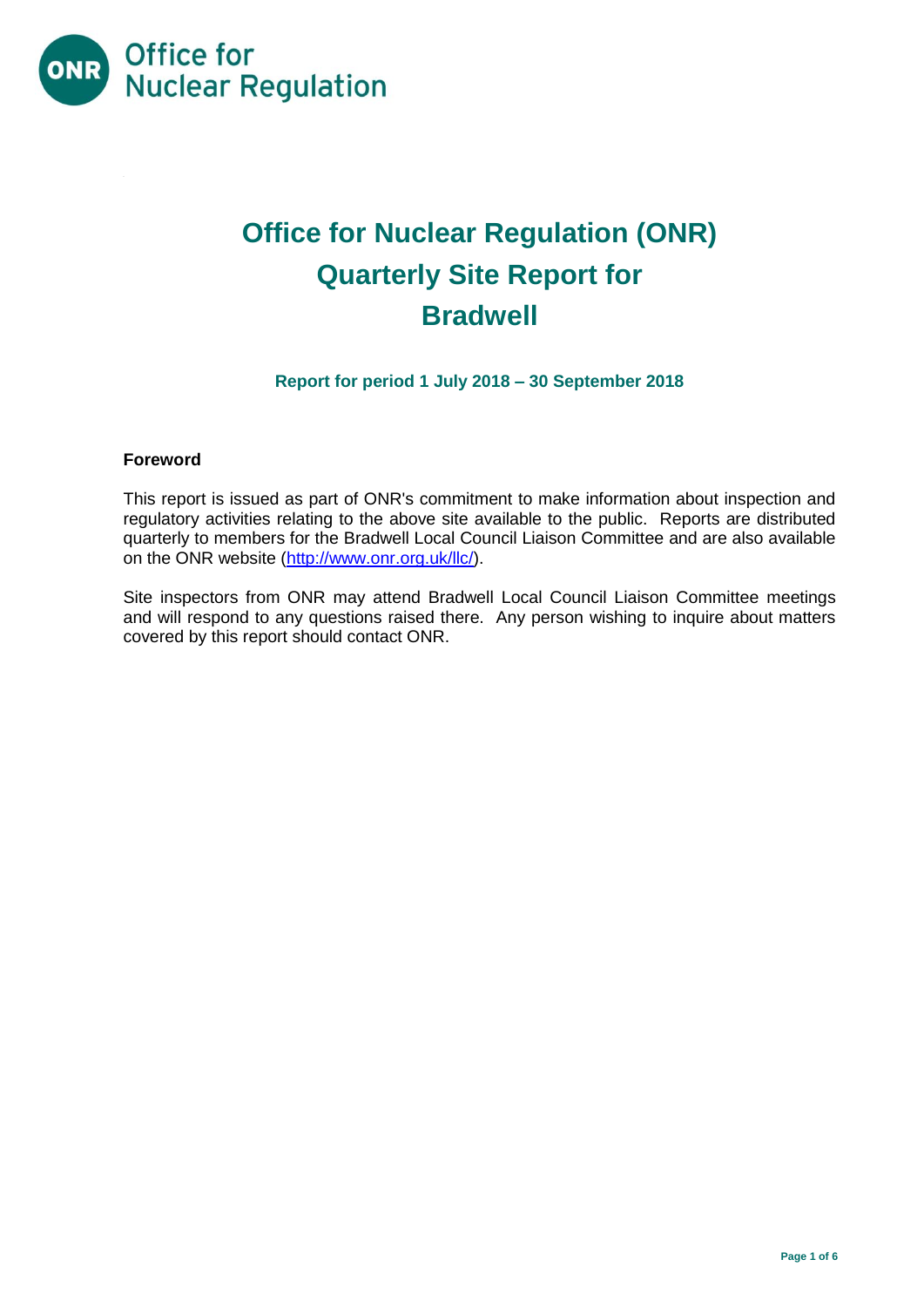# Office for Nuclear Regulation (ONR) Quarterly Site Report for Bradwell

**Report for period 1 July 2018 – 30 September 2018**

### Foreword

This report is issued as part of ONR's commitment to make information about inspection and regulatory activities relating to the above site available to the public. Reports are distributed quarterly to members for the Bradwell Local Council Liaison Committee and are also available on the ONR website ([http://www.onr.org.uk/llc/](http://www.onr.org.uk/llc/)).

Site inspectors from ONR may attend Bradwell Local Council Liaison Committee meetings and will respond to any questions raised there. Any person wishing to inquire about matters covered by this report should contact ONR.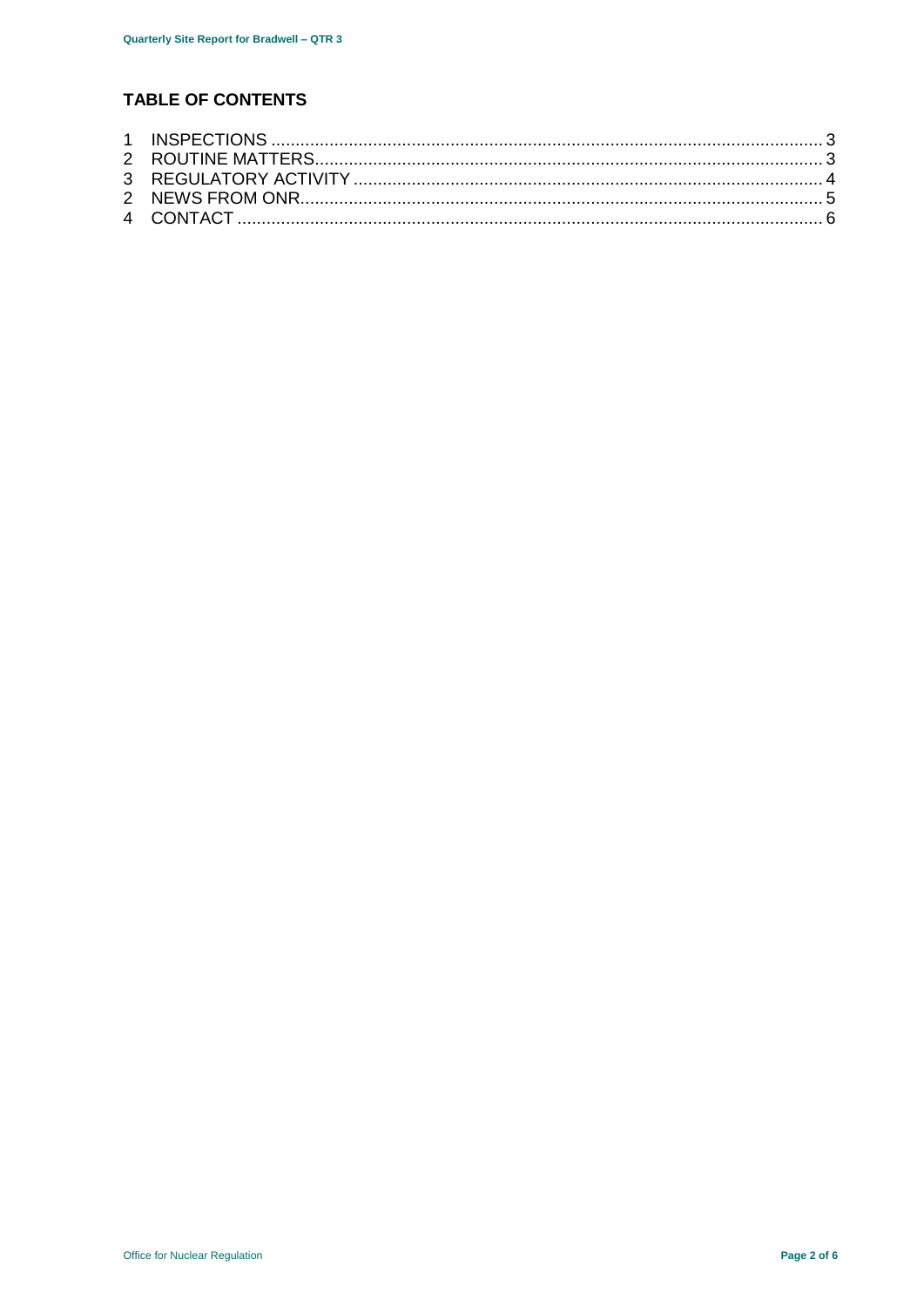## TABLE OF CONTENTS

1 INSPECTIONS ........................................................................................................ 3
2 ROUTINE MATTERS............................................................................................... 3
3 REGULATORY ACTIVITY ....................................................................................... 4
2 NEWS FROM ONR.................................................................................................. 5
4 CONTACT ............................................................................................................... 6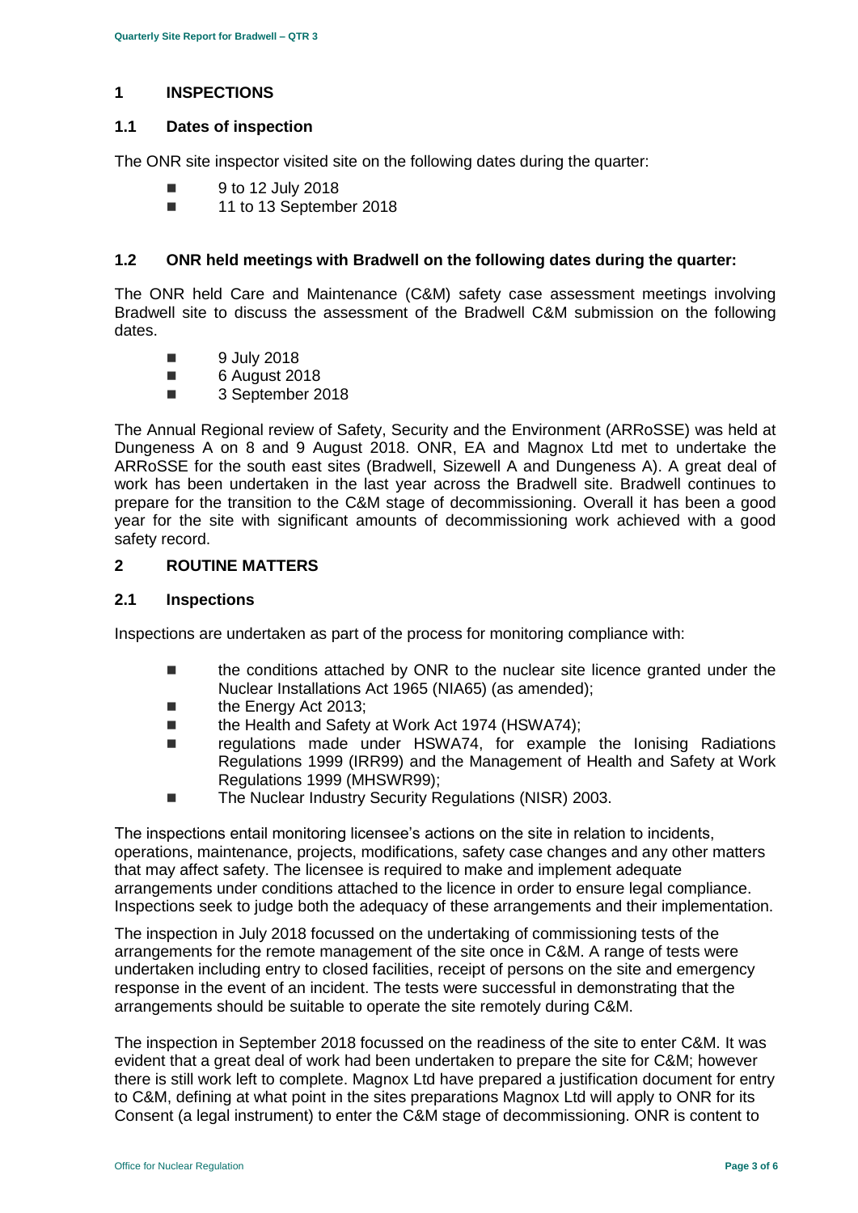## 1 INSPECTIONS

### 1.1 Dates of inspection

The ONR site inspector visited site on the following dates during the quarter:

- 9 to 12 July 2018
- 11 to 13 September 2018

### 1.2 ONR held meetings with Bradwell on the following dates during the quarter:

The ONR held Care and Maintenance (C&M) safety case assessment meetings involving Bradwell site to discuss the assessment of the Bradwell C&M submission on the following dates.

- 9 July 2018
- 6 August 2018
- 3 September 2018

The Annual Regional review of Safety, Security and the Environment (ARRoSSE) was held at Dungeness A on 8 and 9 August 2018. ONR, EA and Magnox Ltd met to undertake the ARRoSSE for the south east sites (Bradwell, Sizewell A and Dungeness A). A great deal of work has been undertaken in the last year across the Bradwell site. Bradwell continues to prepare for the transition to the C&M stage of decommissioning. Overall it has been a good year for the site with significant amounts of decommissioning work achieved with a good safety record.

## 2 ROUTINE MATTERS

### 2.1 Inspections

Inspections are undertaken as part of the process for monitoring compliance with:

- the conditions attached by ONR to the nuclear site licence granted under the Nuclear Installations Act 1965 (NIA65) (as amended);
- the Energy Act 2013;
- the Health and Safety at Work Act 1974 (HSWA74);
- regulations made under HSWA74, for example the Ionising Radiations Regulations 1999 (IRR99) and the Management of Health and Safety at Work Regulations 1999 (MHSWR99);
- The Nuclear Industry Security Regulations (NISR) 2003.

The inspections entail monitoring licensee's actions on the site in relation to incidents, operations, maintenance, projects, modifications, safety case changes and any other matters that may affect safety. The licensee is required to make and implement adequate arrangements under conditions attached to the licence in order to ensure legal compliance. Inspections seek to judge both the adequacy of these arrangements and their implementation.

The inspection in July 2018 focussed on the undertaking of commissioning tests of the arrangements for the remote management of the site once in C&M. A range of tests were undertaken including entry to closed facilities, receipt of persons on the site and emergency response in the event of an incident. The tests were successful in demonstrating that the arrangements should be suitable to operate the site remotely during C&M.

The inspection in September 2018 focussed on the readiness of the site to enter C&M. It was evident that a great deal of work had been undertaken to prepare the site for C&M; however there is still work left to complete. Magnox Ltd have prepared a justification document for entry to C&M, defining at what point in the sites preparations Magnox Ltd will apply to ONR for its Consent (a legal instrument) to enter the C&M stage of decommissioning. ONR is content to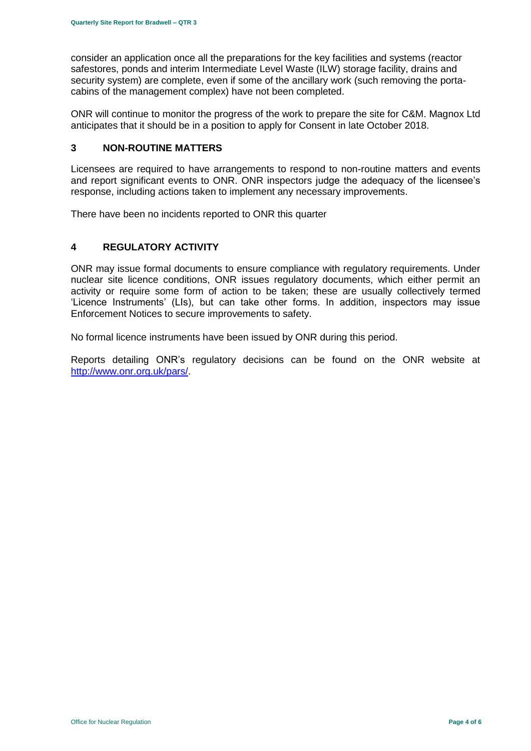consider an application once all the preparations for the key facilities and systems (reactor safestores, ponds and interim Intermediate Level Waste (ILW) storage facility, drains and security system) are complete, even if some of the ancillary work (such removing the porta-cabins of the management complex) have not been completed.

ONR will continue to monitor the progress of the work to prepare the site for C&M. Magnox Ltd anticipates that it should be in a position to apply for Consent in late October 2018.

## 3 NON-ROUTINE MATTERS

Licensees are required to have arrangements to respond to non-routine matters and events and report significant events to ONR. ONR inspectors judge the adequacy of the licensee's response, including actions taken to implement any necessary improvements.

There have been no incidents reported to ONR this quarter

## 4 REGULATORY ACTIVITY

ONR may issue formal documents to ensure compliance with regulatory requirements. Under nuclear site licence conditions, ONR issues regulatory documents, which either permit an activity or require some form of action to be taken; these are usually collectively termed 'Licence Instruments' (LIs), but can take other forms. In addition, inspectors may issue Enforcement Notices to secure improvements to safety.

No formal licence instruments have been issued by ONR during this period.

Reports detailing ONR's regulatory decisions can be found on the ONR website at [http://www.onr.org.uk/pars/](http://www.onr.org.uk/pars/).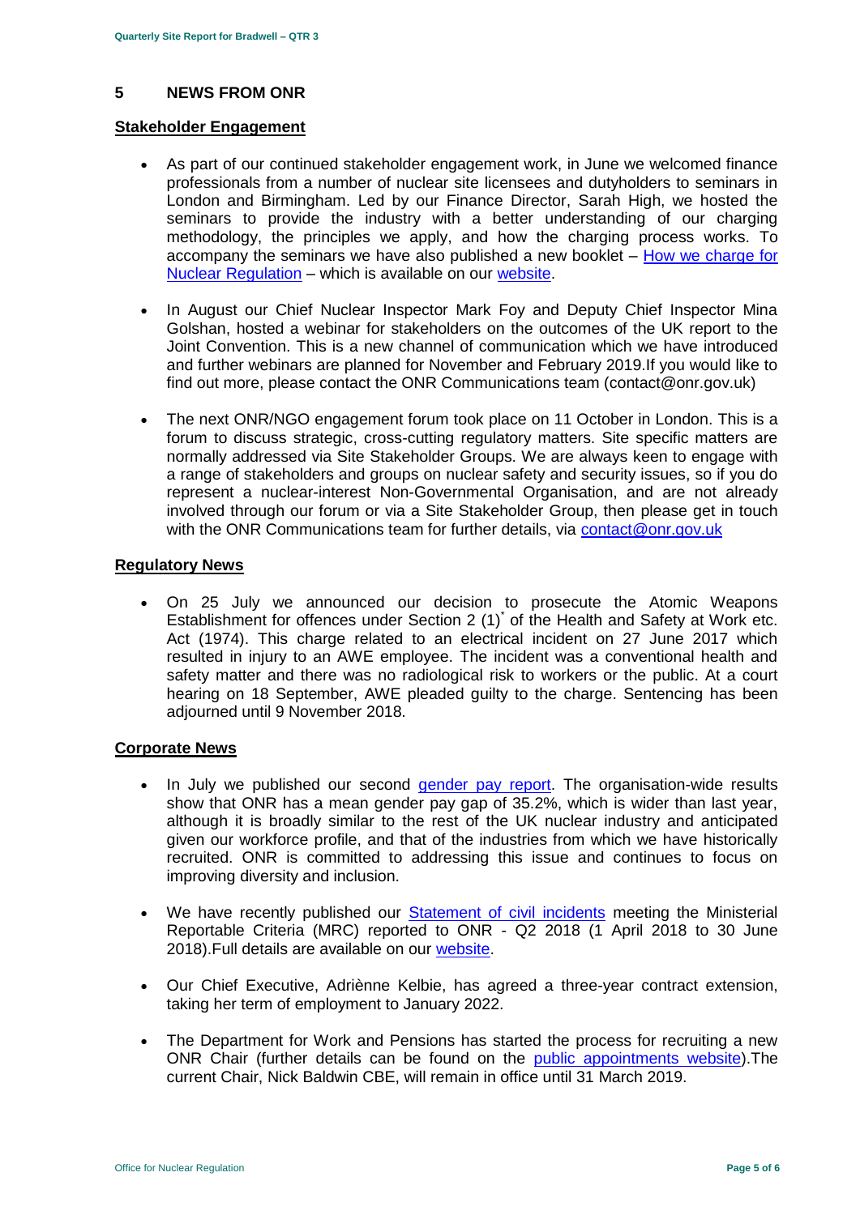## 5 NEWS FROM ONR

### Stakeholder Engagement

- As part of our continued stakeholder engagement work, in June we welcomed finance professionals from a number of nuclear site licensees and dutyholders to seminars in London and Birmingham. Led by our Finance Director, Sarah High, we hosted the seminars to provide the industry with a better understanding of our charging methodology, the principles we apply, and how the charging process works. To accompany the seminars we have also published a new booklet – How we charge for Nuclear Regulation – which is available on our website.

- In August our Chief Nuclear Inspector Mark Foy and Deputy Chief Inspector Mina Golshan, hosted a webinar for stakeholders on the outcomes of the UK report to the Joint Convention. This is a new channel of communication which we have introduced and further webinars are planned for November and February 2019.If you would like to find out more, please contact the ONR Communications team (contact@onr.gov.uk)

- The next ONR/NGO engagement forum took place on 11 October in London. This is a forum to discuss strategic, cross-cutting regulatory matters. Site specific matters are normally addressed via Site Stakeholder Groups. We are always keen to engage with a range of stakeholders and groups on nuclear safety and security issues, so if you do represent a nuclear-interest Non-Governmental Organisation, and are not already involved through our forum or via a Site Stakeholder Group, then please get in touch with the ONR Communications team for further details, via contact@onr.gov.uk

### Regulatory News

- On 25 July we announced our decision to prosecute the Atomic Weapons Establishment for offences under Section 2 (1)* of the Health and Safety at Work etc. Act (1974). This charge related to an electrical incident on 27 June 2017 which resulted in injury to an AWE employee. The incident was a conventional health and safety matter and there was no radiological risk to workers or the public. At a court hearing on 18 September, AWE pleaded guilty to the charge. Sentencing has been adjourned until 9 November 2018.

### Corporate News

- In July we published our second gender pay report. The organisation-wide results show that ONR has a mean gender pay gap of 35.2%, which is wider than last year, although it is broadly similar to the rest of the UK nuclear industry and anticipated given our workforce profile, and that of the industries from which we have historically recruited. ONR is committed to addressing this issue and continues to focus on improving diversity and inclusion.

- We have recently published our Statement of civil incidents meeting the Ministerial Reportable Criteria (MRC) reported to ONR - Q2 2018 (1 April 2018 to 30 June 2018).Full details are available on our website.

- Our Chief Executive, Adriènne Kelbie, has agreed a three-year contract extension, taking her term of employment to January 2022.

- The Department for Work and Pensions has started the process for recruiting a new ONR Chair (further details can be found on the public appointments website).The current Chair, Nick Baldwin CBE, will remain in office until 31 March 2019.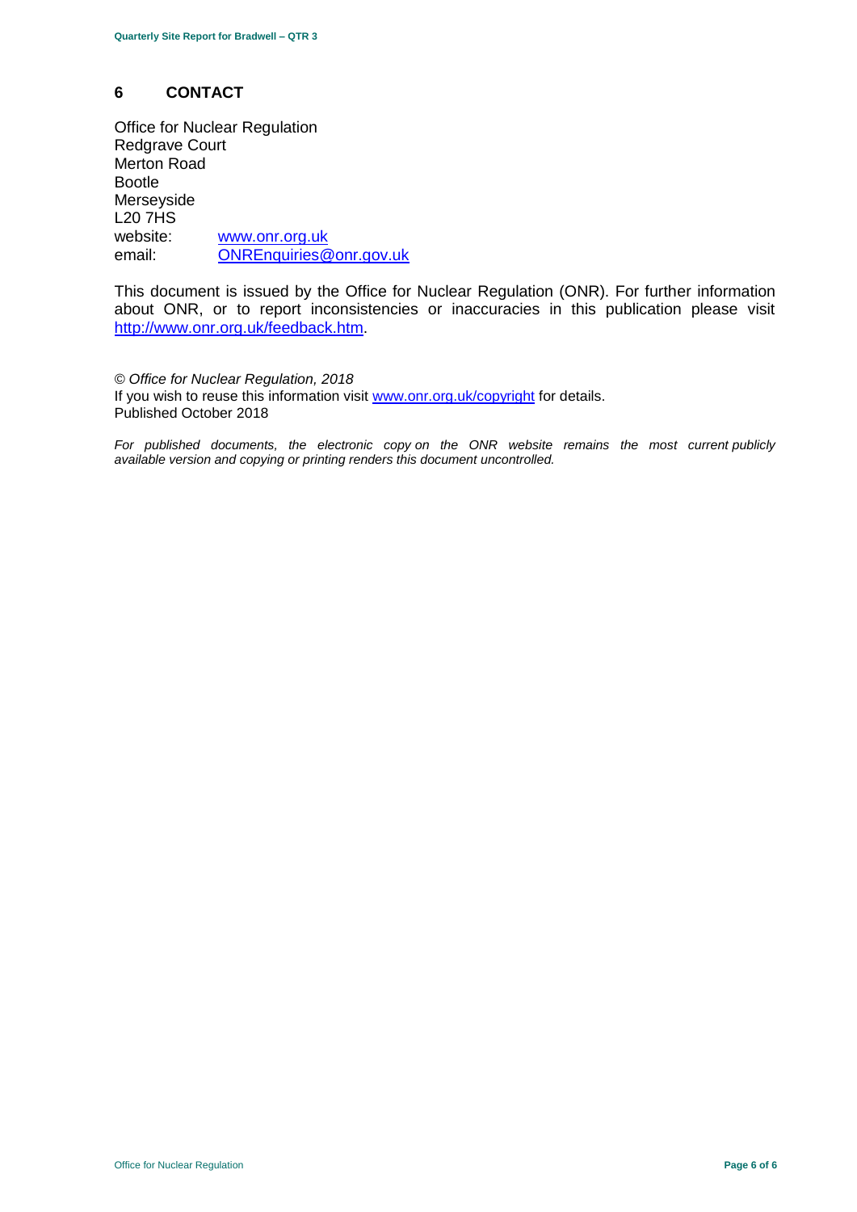## 6 CONTACT

Office for Nuclear Regulation
Redgrave Court
Merton Road
Bootle
Merseyside
L20 7HS
website: www.onr.org.uk
email: ONREnquiries@onr.gov.uk

This document is issued by the Office for Nuclear Regulation (ONR). For further information about ONR, or to report inconsistencies or inaccuracies in this publication please visit http://www.onr.org.uk/feedback.htm.

*© Office for Nuclear Regulation, 2018*
If you wish to reuse this information visit www.onr.org.uk/copyright for details.
Published October 2018

*For published documents, the electronic copy on the ONR website remains the most current publicly available version and copying or printing renders this document uncontrolled.*